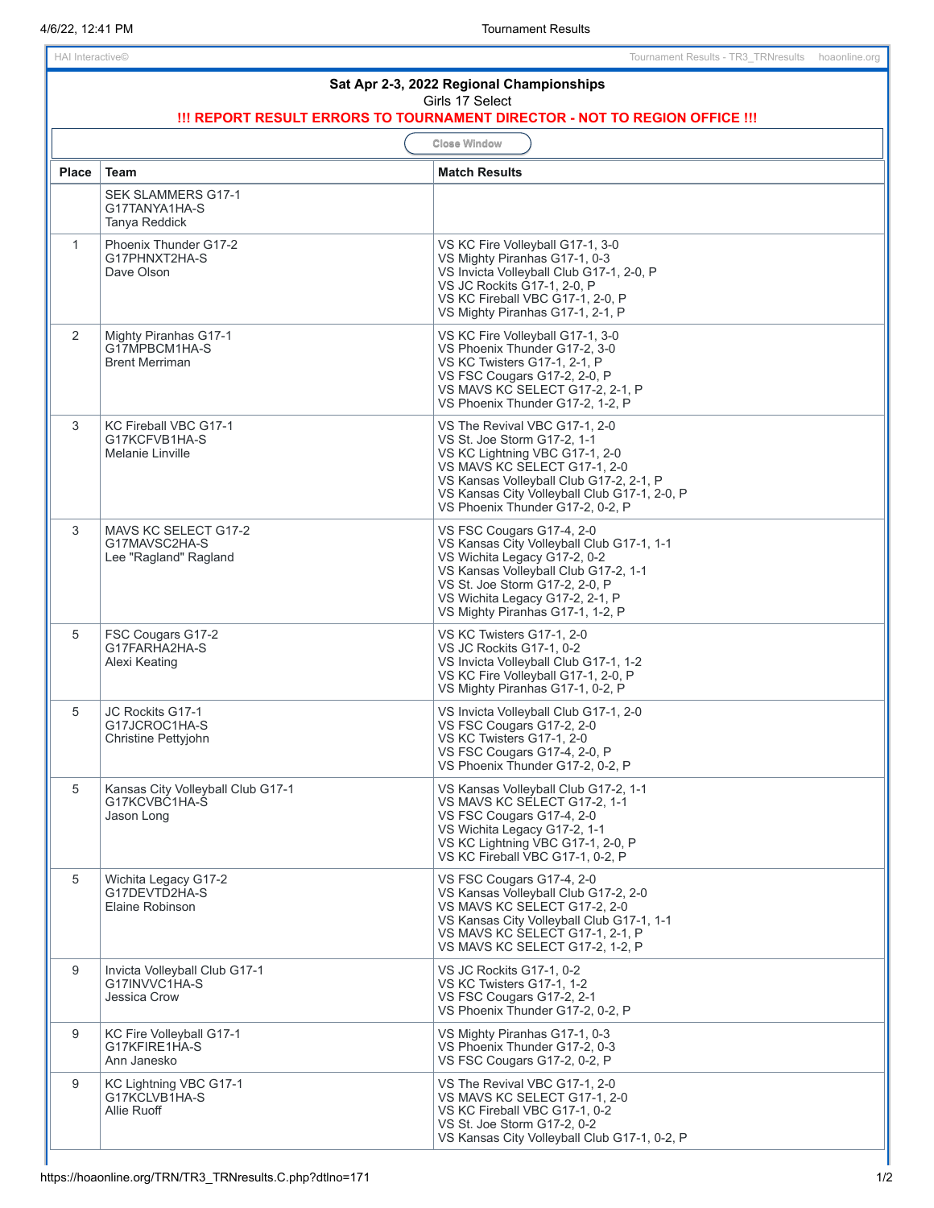HAI Interactive©

Tournament Results - TR3_TRNresults hoaonline.org

## Sat Apr 2-3, 2022 Regional Championships

Girls 17 Select

**!!! REPORT RESULT ERRORS TO TOURNAMENT DIRECTOR - NOT TO REGION OFFICE !!!**

Close Window

| Place | Team | Match Results |
|---|---|---|
| | SEK SLAMMERS G17-1<br>G17TANYA1HA-S<br>Tanya Reddick | |
| 1 | Phoenix Thunder G17-2<br>G17PHNXT2HA-S<br>Dave Olson | VS KC Fire Volleyball G17-1, 3-0<br>VS Mighty Piranhas G17-1, 0-3<br>VS Invicta Volleyball Club G17-1, 2-0, P<br>VS JC Rockits G17-1, 2-0, P<br>VS KC Fireball VBC G17-1, 2-0, P<br>VS Mighty Piranhas G17-1, 2-1, P |
| 2 | Mighty Piranhas G17-1<br>G17MPBCM1HA-S<br>Brent Merriman | VS KC Fire Volleyball G17-1, 3-0<br>VS Phoenix Thunder G17-2, 3-0<br>VS KC Twisters G17-1, 2-1, P<br>VS FSC Cougars G17-2, 2-0, P<br>VS MAVS KC SELECT G17-2, 2-1, P<br>VS Phoenix Thunder G17-2, 1-2, P |
| 3 | KC Fireball VBC G17-1<br>G17KCFVB1HA-S<br>Melanie Linville | VS The Revival VBC G17-1, 2-0<br>VS St. Joe Storm G17-2, 1-1<br>VS KC Lightning VBC G17-1, 2-0<br>VS MAVS KC SELECT G17-1, 2-0<br>VS Kansas Volleyball Club G17-2, 2-1, P<br>VS Kansas City Volleyball Club G17-1, 2-0, P<br>VS Phoenix Thunder G17-2, 0-2, P |
| 3 | MAVS KC SELECT G17-2<br>G17MAVSC2HA-S<br>Lee "Ragland" Ragland | VS FSC Cougars G17-4, 2-0<br>VS Kansas City Volleyball Club G17-1, 1-1<br>VS Wichita Legacy G17-2, 0-2<br>VS Kansas Volleyball Club G17-2, 1-1<br>VS St. Joe Storm G17-2, 2-0, P<br>VS Wichita Legacy G17-2, 2-1, P<br>VS Mighty Piranhas G17-1, 1-2, P |
| 5 | FSC Cougars G17-2<br>G17FARHA2HA-S<br>Alexi Keating | VS KC Twisters G17-1, 2-0<br>VS JC Rockits G17-1, 0-2<br>VS Invicta Volleyball Club G17-1, 1-2<br>VS KC Fire Volleyball G17-1, 2-0, P<br>VS Mighty Piranhas G17-1, 0-2, P |
| 5 | JC Rockits G17-1<br>G17JCROC1HA-S<br>Christine Pettyjohn | VS Invicta Volleyball Club G17-1, 2-0<br>VS FSC Cougars G17-2, 2-0<br>VS KC Twisters G17-1, 2-0<br>VS FSC Cougars G17-4, 2-0, P<br>VS Phoenix Thunder G17-2, 0-2, P |
| 5 | Kansas City Volleyball Club G17-1<br>G17KCVBC1HA-S<br>Jason Long | VS Kansas Volleyball Club G17-2, 1-1<br>VS MAVS KC SELECT G17-2, 1-1<br>VS FSC Cougars G17-4, 2-0<br>VS Wichita Legacy G17-2, 1-1<br>VS KC Lightning VBC G17-1, 2-0, P<br>VS KC Fireball VBC G17-1, 0-2, P |
| 5 | Wichita Legacy G17-2<br>G17DEVTD2HA-S<br>Elaine Robinson | VS FSC Cougars G17-4, 2-0<br>VS Kansas Volleyball Club G17-2, 2-0<br>VS MAVS KC SELECT G17-2, 2-0<br>VS Kansas City Volleyball Club G17-1, 1-1<br>VS MAVS KC SELECT G17-1, 2-1, P<br>VS MAVS KC SELECT G17-2, 1-2, P |
| 9 | Invicta Volleyball Club G17-1<br>G17INVVC1HA-S<br>Jessica Crow | VS JC Rockits G17-1, 0-2<br>VS KC Twisters G17-1, 1-2<br>VS FSC Cougars G17-2, 2-1<br>VS Phoenix Thunder G17-2, 0-2, P |
| 9 | KC Fire Volleyball G17-1<br>G17KFIRE1HA-S<br>Ann Janesko | VS Mighty Piranhas G17-1, 0-3<br>VS Phoenix Thunder G17-2, 0-3<br>VS FSC Cougars G17-2, 0-2, P |
| 9 | KC Lightning VBC G17-1<br>G17KCLVB1HA-S<br>Allie Ruoff | VS The Revival VBC G17-1, 2-0<br>VS MAVS KC SELECT G17-1, 2-0<br>VS KC Fireball VBC G17-1, 0-2<br>VS St. Joe Storm G17-2, 0-2<br>VS Kansas City Volleyball Club G17-1, 0-2, P |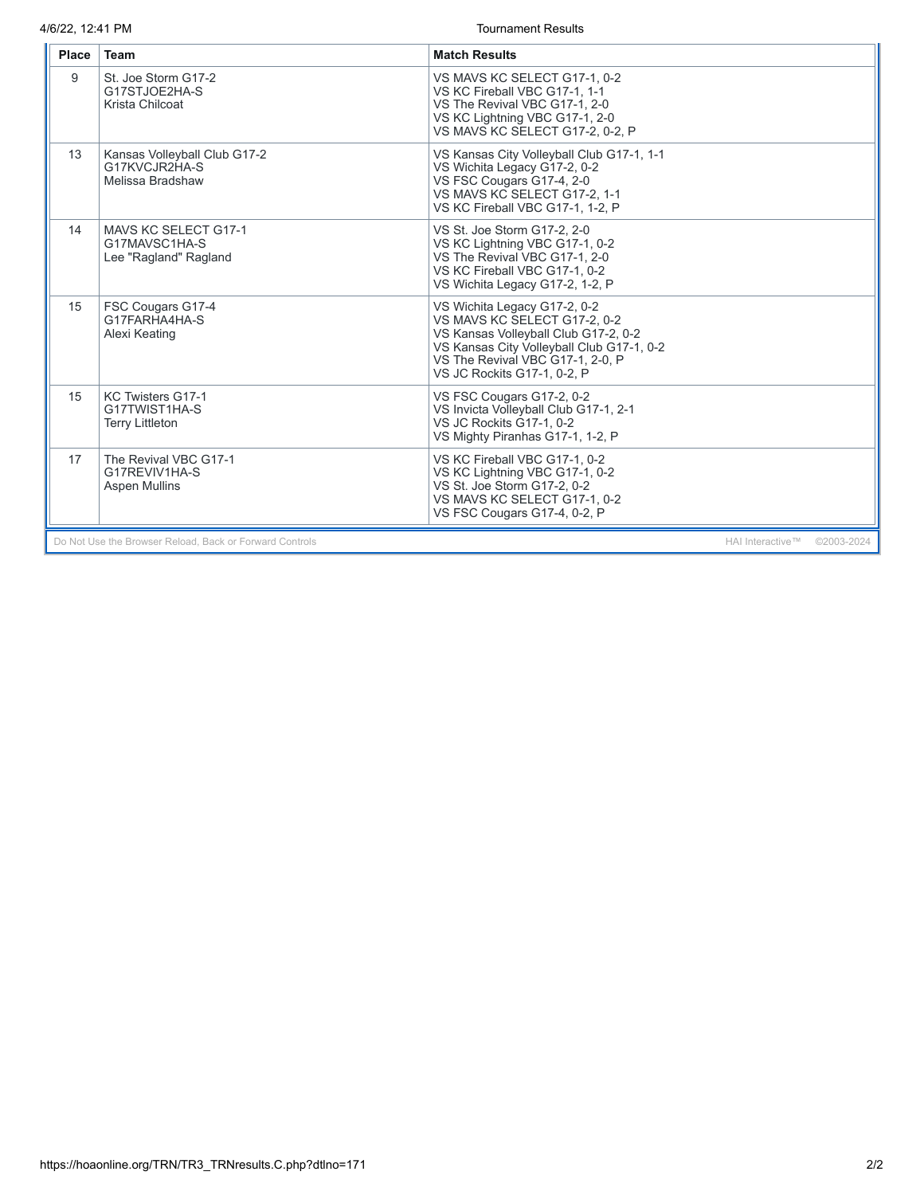| Place | Team | Match Results |
|---|---|---|
| 9 | St. Joe Storm G17-2<br>G17STJOE2HA-S<br>Krista Chilcoat | VS MAVS KC SELECT G17-1, 0-2<br>VS KC Fireball VBC G17-1, 1-1<br>VS The Revival VBC G17-1, 2-0<br>VS KC Lightning VBC G17-1, 2-0<br>VS MAVS KC SELECT G17-2, 0-2, P |
| 13 | Kansas Volleyball Club G17-2<br>G17KVCJR2HA-S<br>Melissa Bradshaw | VS Kansas City Volleyball Club G17-1, 1-1<br>VS Wichita Legacy G17-2, 0-2<br>VS FSC Cougars G17-4, 2-0<br>VS MAVS KC SELECT G17-2, 1-1<br>VS KC Fireball VBC G17-1, 1-2, P |
| 14 | MAVS KC SELECT G17-1<br>G17MAVSC1HA-S<br>Lee "Ragland" Ragland | VS St. Joe Storm G17-2, 2-0<br>VS KC Lightning VBC G17-1, 0-2<br>VS The Revival VBC G17-1, 2-0<br>VS KC Fireball VBC G17-1, 0-2<br>VS Wichita Legacy G17-2, 1-2, P |
| 15 | FSC Cougars G17-4<br>G17FARHA4HA-S<br>Alexi Keating | VS Wichita Legacy G17-2, 0-2<br>VS MAVS KC SELECT G17-2, 0-2<br>VS Kansas Volleyball Club G17-2, 0-2<br>VS Kansas City Volleyball Club G17-1, 0-2<br>VS The Revival VBC G17-1, 2-0, P<br>VS JC Rockits G17-1, 0-2, P |
| 15 | KC Twisters G17-1<br>G17TWIST1HA-S<br>Terry Littleton | VS FSC Cougars G17-2, 0-2<br>VS Invicta Volleyball Club G17-1, 2-1<br>VS JC Rockits G17-1, 0-2<br>VS Mighty Piranhas G17-1, 1-2, P |
| 17 | The Revival VBC G17-1<br>G17REVIV1HA-S<br>Aspen Mullins | VS KC Fireball VBC G17-1, 0-2<br>VS KC Lightning VBC G17-1, 0-2<br>VS St. Joe Storm G17-2, 0-2<br>VS MAVS KC SELECT G17-1, 0-2<br>VS FSC Cougars G17-4, 0-2, P |

Do Not Use the Browser Reload, Back or Forward Controls

HAI Interactive™ ©2003-2024